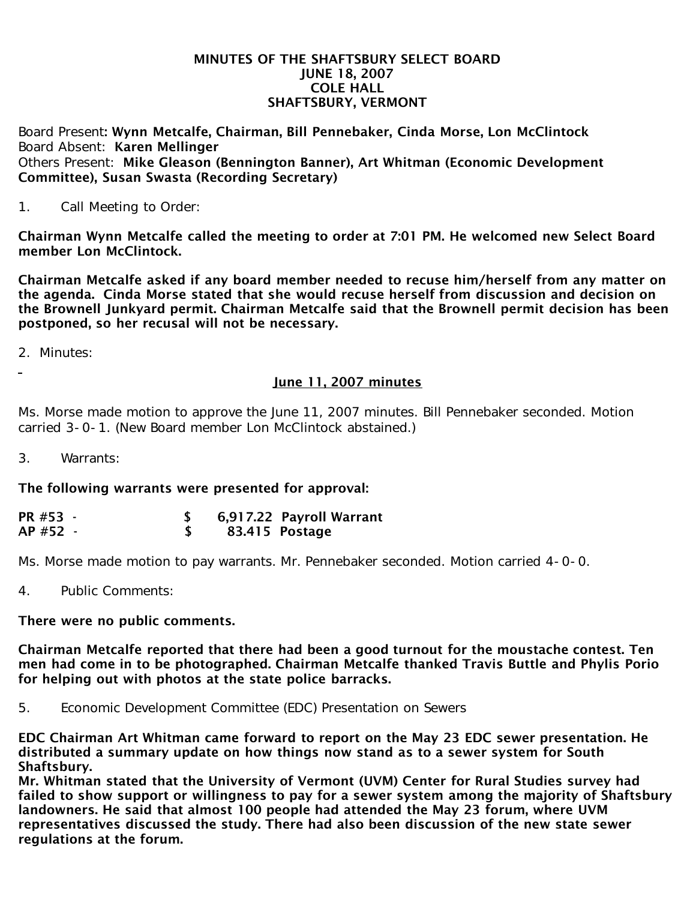**MINUTES OF THE SHAFTSBURY SELECT BOARD**
**JUNE 18, 2007**
**COLE HALL**
**SHAFTSBURY, VERMONT**

Board Present: **Wynn Metcalfe, Chairman, Bill Pennebaker, Cinda Morse, Lon McClintock**
Board Absent: **Karen Mellinger**
Others Present: **Mike Gleason (Bennington Banner), Art Whitman (Economic Development Committee), Susan Swasta (Recording Secretary)**

1. Call Meeting to Order:

**Chairman Wynn Metcalfe called the meeting to order at 7:01 PM. He welcomed new Select Board member Lon McClintock.**

**Chairman Metcalfe asked if any board member needed to recuse him/herself from any matter on the agenda. Cinda Morse stated that she would recuse herself from discussion and decision on the Brownell Junkyard permit. Chairman Metcalfe said that the Brownell permit decision has been postponed, so her recusal will not be necessary.**

2. Minutes:

**June 11, 2007 minutes**

Ms. Morse made motion to approve the June 11, 2007 minutes. Bill Pennebaker seconded. Motion carried 3-0-1. (New Board member Lon McClintock abstained.)

3. Warrants:

**The following warrants were presented for approval:**

| | | |
|---|---|---|
| **PR #53 -** | **$ 6,917.22** | **Payroll Warrant** |
| **AP #52 -** | **$ 83.415** | **Postage** |

Ms. Morse made motion to pay warrants. Mr. Pennebaker seconded. Motion carried 4-0-0.

4. Public Comments:

**There were no public comments.**

**Chairman Metcalfe reported that there had been a good turnout for the moustache contest. Ten men had come in to be photographed. Chairman Metcalfe thanked Travis Buttle and Phylis Porio for helping out with photos at the state police barracks.**

5. Economic Development Committee (EDC) Presentation on Sewers

**EDC Chairman Art Whitman came forward to report on the May 23 EDC sewer presentation. He distributed a summary update on how things now stand as to a sewer system for South Shaftsbury.**
**Mr. Whitman stated that the University of Vermont (UVM) Center for Rural Studies survey had failed to show support or willingness to pay for a sewer system among the majority of Shaftsbury landowners. He said that almost 100 people had attended the May 23 forum, where UVM representatives discussed the study. There had also been discussion of the new state sewer regulations at the forum.**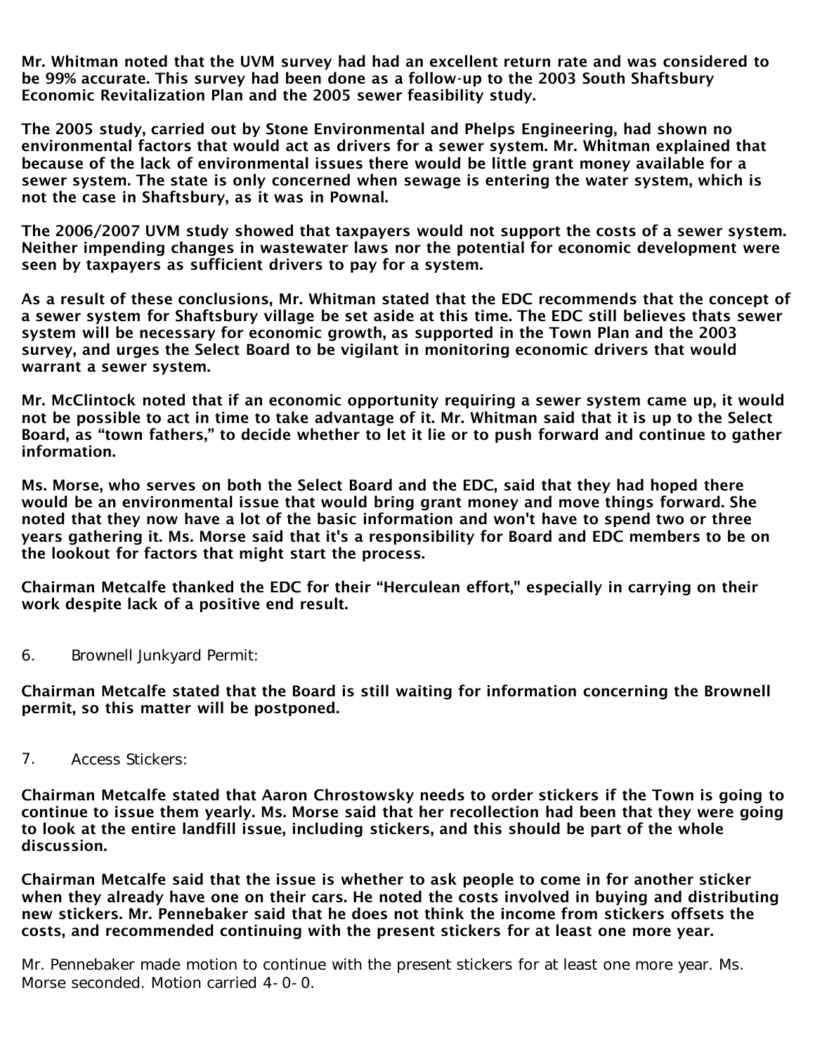**Mr. Whitman noted that the UVM survey had had an excellent return rate and was considered to be 99% accurate. This survey had been done as a follow-up to the 2003 South Shaftsbury Economic Revitalization Plan and the 2005 sewer feasibility study.**

**The 2005 study, carried out by Stone Environmental and Phelps Engineering, had shown no environmental factors that would act as drivers for a sewer system. Mr. Whitman explained that because of the lack of environmental issues there would be little grant money available for a sewer system. The state is only concerned when sewage is entering the water system, which is not the case in Shaftsbury, as it was in Pownal.**

**The 2006/2007 UVM study showed that taxpayers would not support the costs of a sewer system. Neither impending changes in wastewater laws nor the potential for economic development were seen by taxpayers as sufficient drivers to pay for a system.**

**As a result of these conclusions, Mr. Whitman stated that the EDC recommends that the concept of a sewer system for Shaftsbury village be set aside at this time. The EDC still believes thats sewer system will be necessary for economic growth, as supported in the Town Plan and the 2003 survey, and urges the Select Board to be vigilant in monitoring economic drivers that would warrant a sewer system.**

**Mr. McClintock noted that if an economic opportunity requiring a sewer system came up, it would not be possible to act in time to take advantage of it. Mr. Whitman said that it is up to the Select Board, as "town fathers," to decide whether to let it lie or to push forward and continue to gather information.**

**Ms. Morse, who serves on both the Select Board and the EDC, said that they had hoped there would be an environmental issue that would bring grant money and move things forward. She noted that they now have a lot of the basic information and won't have to spend two or three years gathering it. Ms. Morse said that it's a responsibility for Board and EDC members to be on the lookout for factors that might start the process.**

**Chairman Metcalfe thanked the EDC for their "Herculean effort," especially in carrying on their work despite lack of a positive end result.**

6. Brownell Junkyard Permit:

**Chairman Metcalfe stated that the Board is still waiting for information concerning the Brownell permit, so this matter will be postponed.**

7. Access Stickers:

**Chairman Metcalfe stated that Aaron Chrostowsky needs to order stickers if the Town is going to continue to issue them yearly. Ms. Morse said that her recollection had been that they were going to look at the entire landfill issue, including stickers, and this should be part of the whole discussion.**

**Chairman Metcalfe said that the issue is whether to ask people to come in for another sticker when they already have one on their cars. He noted the costs involved in buying and distributing new stickers. Mr. Pennebaker said that he does not think the income from stickers offsets the costs, and recommended continuing with the present stickers for at least one more year.**

Mr. Pennebaker made motion to continue with the present stickers for at least one more year. Ms. Morse seconded. Motion carried 4-0-0.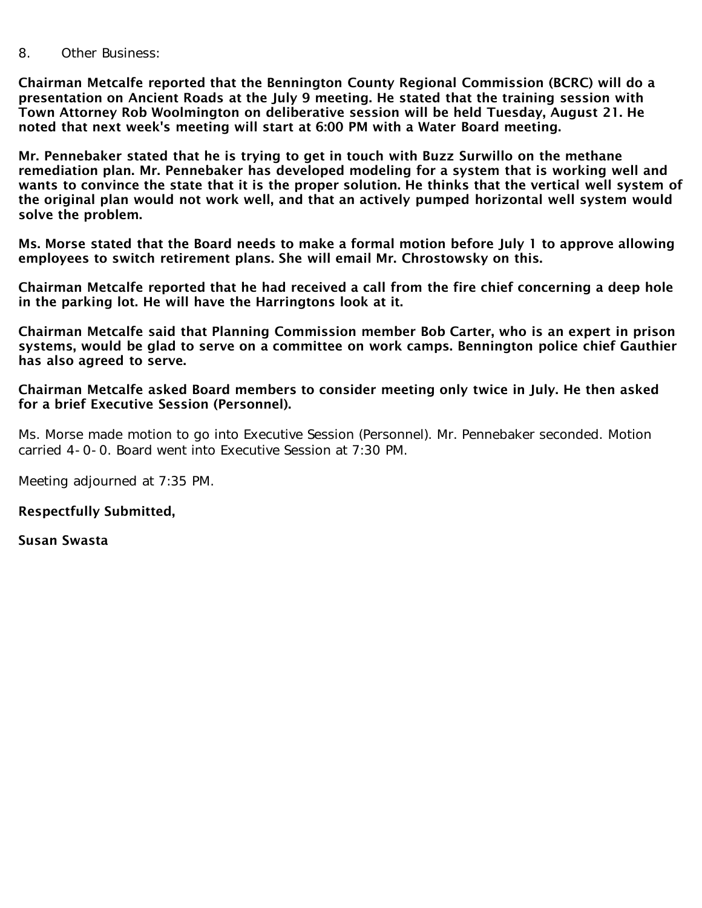8. Other Business:

**Chairman Metcalfe reported that the Bennington County Regional Commission (BCRC) will do a presentation on Ancient Roads at the July 9 meeting. He stated that the training session with Town Attorney Rob Woolmington on deliberative session will be held Tuesday, August 21. He noted that next week's meeting will start at 6:00 PM with a Water Board meeting.**

**Mr. Pennebaker stated that he is trying to get in touch with Buzz Surwillo on the methane remediation plan. Mr. Pennebaker has developed modeling for a system that is working well and wants to convince the state that it is the proper solution. He thinks that the vertical well system of the original plan would not work well, and that an actively pumped horizontal well system would solve the problem.**

**Ms. Morse stated that the Board needs to make a formal motion before July 1 to approve allowing employees to switch retirement plans. She will email Mr. Chrostowsky on this.**

**Chairman Metcalfe reported that he had received a call from the fire chief concerning a deep hole in the parking lot. He will have the Harringtons look at it.**

**Chairman Metcalfe said that Planning Commission member Bob Carter, who is an expert in prison systems, would be glad to serve on a committee on work camps. Bennington police chief Gauthier has also agreed to serve.**

**Chairman Metcalfe asked Board members to consider meeting only twice in July. He then asked for a brief Executive Session (Personnel).**

Ms. Morse made motion to go into Executive Session (Personnel). Mr. Pennebaker seconded. Motion carried 4-0-0. Board went into Executive Session at 7:30 PM.

Meeting adjourned at 7:35 PM.

**Respectfully Submitted,**

**Susan Swasta**